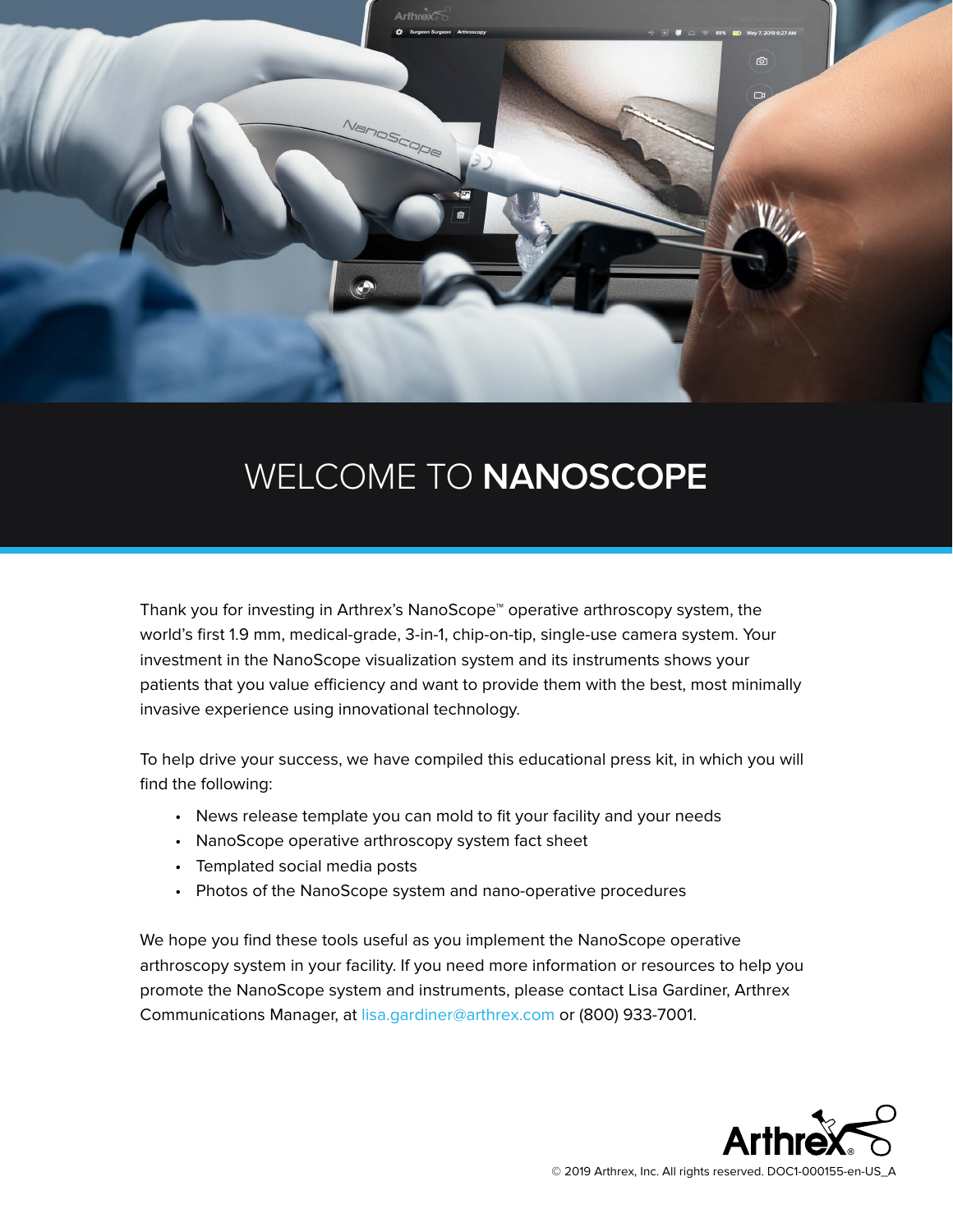# WELCOME TO **NANOSCOPE**

Thank you for investing in Arthrex's NanoScope™ operative arthroscopy system, the world's first 1.9 mm, medical-grade, 3-in-1, chip-on-tip, single-use camera system. Your investment in the NanoScope visualization system and its instruments shows your patients that you value efficiency and want to provide them with the best, most minimally invasive experience using innovational technology.

To help drive your success, we have compiled this educational press kit, in which you will find the following:

- News release template you can mold to fit your facility and your needs
- NanoScope operative arthroscopy system fact sheet
- Templated social media posts
- Photos of the NanoScope system and nano-operative procedures

We hope you find these tools useful as you implement the NanoScope operative arthroscopy system in your facility. If you need more information or resources to help you promote the NanoScope system and instruments, please contact Lisa Gardiner, Arthrex Communications Manager, at lisa.gardiner@arthrex.com or (800) 933-7001.

© 2019 Arthrex, Inc. All rights reserved. DOC1-000155-en-US_A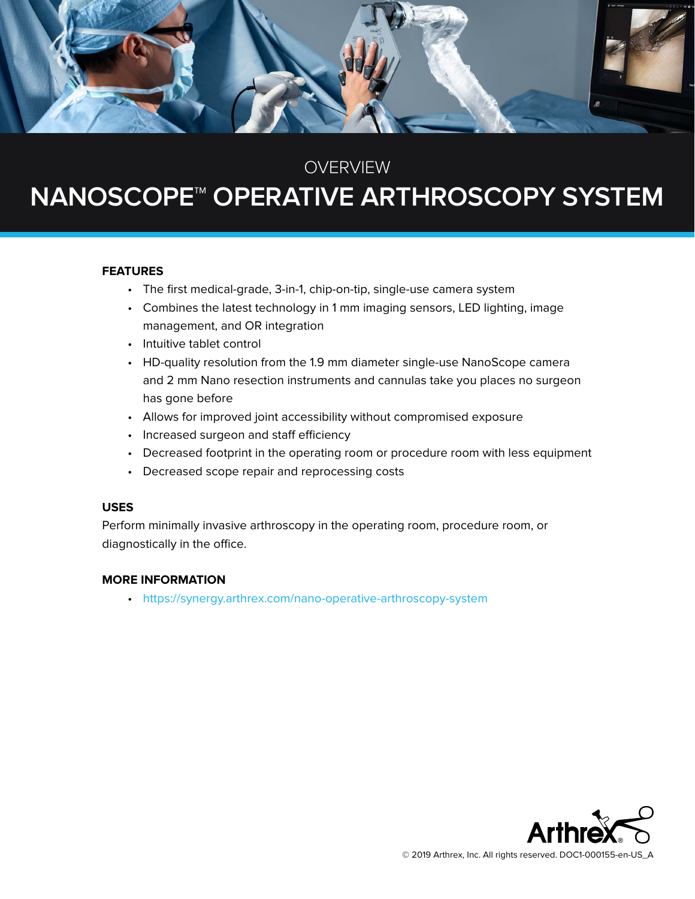OVERVIEW

# NANOSCOPE™ OPERATIVE ARTHROSCOPY SYSTEM

**FEATURES**

- The first medical-grade, 3-in-1, chip-on-tip, single-use camera system
- Combines the latest technology in 1 mm imaging sensors, LED lighting, image management, and OR integration
- Intuitive tablet control
- HD-quality resolution from the 1.9 mm diameter single-use NanoScope camera and 2 mm Nano resection instruments and cannulas take you places no surgeon has gone before
- Allows for improved joint accessibility without compromised exposure
- Increased surgeon and staff efficiency
- Decreased footprint in the operating room or procedure room with less equipment
- Decreased scope repair and reprocessing costs

**USES**

Perform minimally invasive arthroscopy in the operating room, procedure room, or diagnostically in the office.

**MORE INFORMATION**

- https://synergy.arthrex.com/nano-operative-arthroscopy-system

© 2019 Arthrex, Inc. All rights reserved. DOC1-000155-en-US_A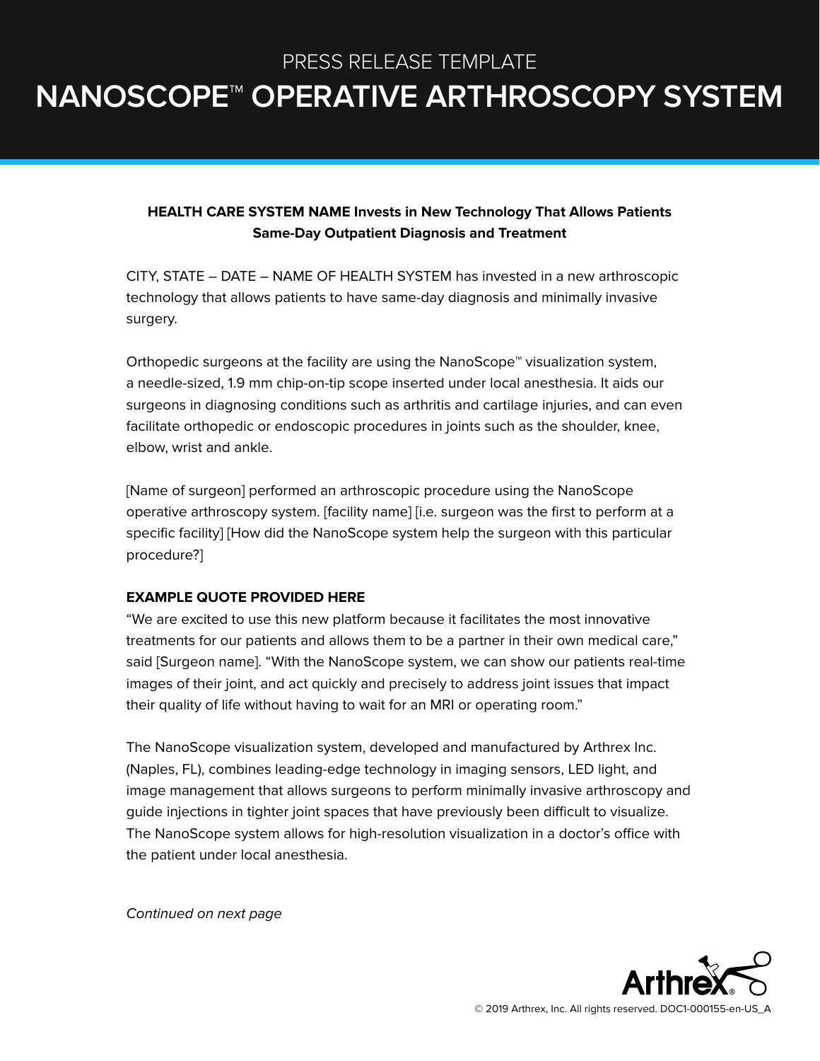PRESS RELEASE TEMPLATE

# NANOSCOPE™ OPERATIVE ARTHROSCOPY SYSTEM

**HEALTH CARE SYSTEM NAME Invests in New Technology That Allows Patients Same-Day Outpatient Diagnosis and Treatment**

CITY, STATE – DATE – NAME OF HEALTH SYSTEM has invested in a new arthroscopic technology that allows patients to have same-day diagnosis and minimally invasive surgery.

Orthopedic surgeons at the facility are using the NanoScope™ visualization system, a needle-sized, 1.9 mm chip-on-tip scope inserted under local anesthesia. It aids our surgeons in diagnosing conditions such as arthritis and cartilage injuries, and can even facilitate orthopedic or endoscopic procedures in joints such as the shoulder, knee, elbow, wrist and ankle.

[Name of surgeon] performed an arthroscopic procedure using the NanoScope operative arthroscopy system. [facility name] [i.e. surgeon was the first to perform at a specific facility] [How did the NanoScope system help the surgeon with this particular procedure?]

**EXAMPLE QUOTE PROVIDED HERE**

"We are excited to use this new platform because it facilitates the most innovative treatments for our patients and allows them to be a partner in their own medical care," said [Surgeon name]. "With the NanoScope system, we can show our patients real-time images of their joint, and act quickly and precisely to address joint issues that impact their quality of life without having to wait for an MRI or operating room."

The NanoScope visualization system, developed and manufactured by Arthrex Inc. (Naples, FL), combines leading-edge technology in imaging sensors, LED light, and image management that allows surgeons to perform minimally invasive arthroscopy and guide injections in tighter joint spaces that have previously been difficult to visualize. The NanoScope system allows for high-resolution visualization in a doctor's office with the patient under local anesthesia.

*Continued on next page*

© 2019 Arthrex, Inc. All rights reserved. DOC1-000155-en-US_A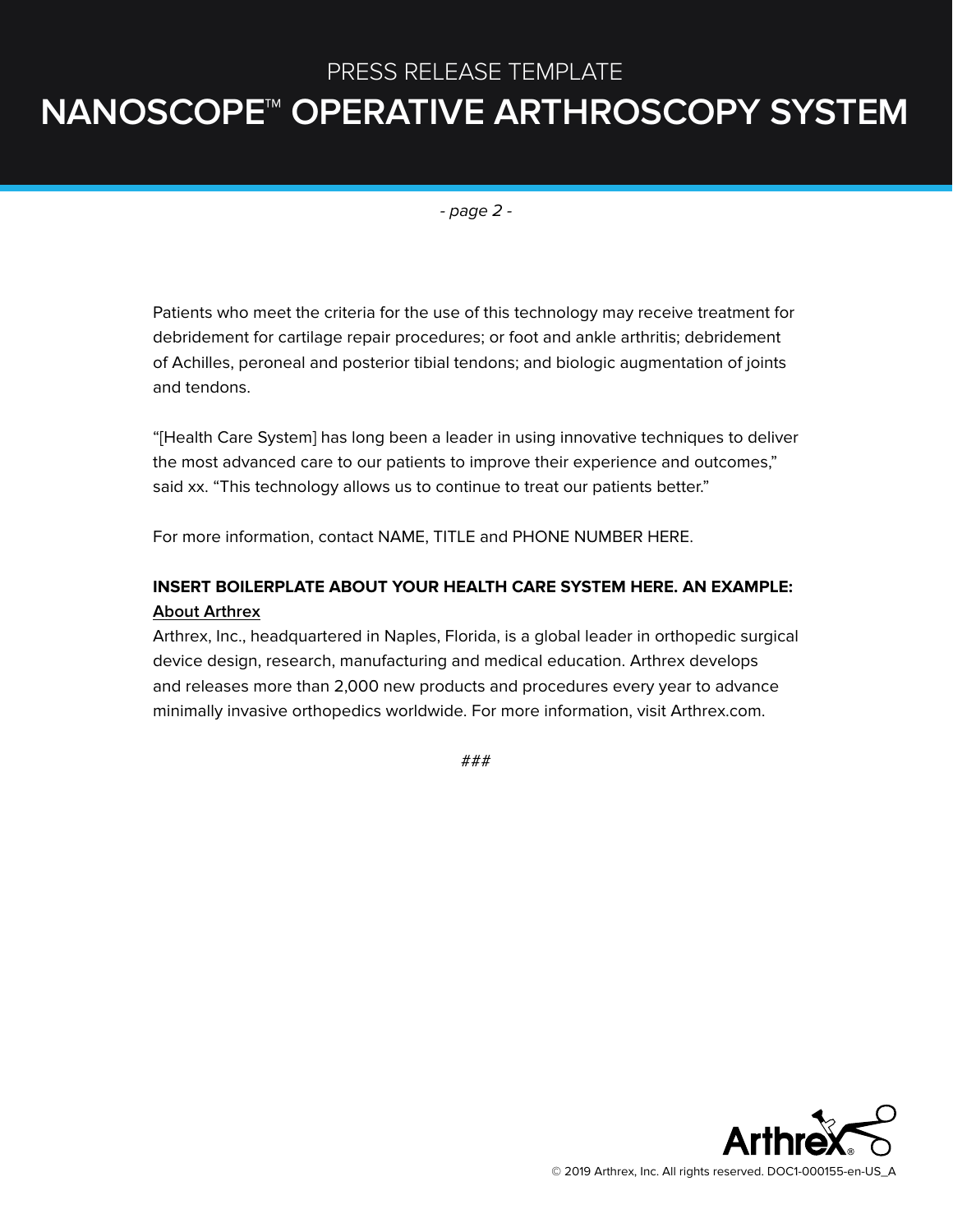Patients who meet the criteria for the use of this technology may receive treatment for debridement for cartilage repair procedures; or foot and ankle arthritis; debridement of Achilles, peroneal and posterior tibial tendons; and biologic augmentation of joints and tendons.

"[Health Care System] has long been a leader in using innovative techniques to deliver the most advanced care to our patients to improve their experience and outcomes," said xx. "This technology allows us to continue to treat our patients better."

For more information, contact NAME, TITLE and PHONE NUMBER HERE.

**INSERT BOILERPLATE ABOUT YOUR HEALTH CARE SYSTEM HERE. AN EXAMPLE:**

About Arthrex

Arthrex, Inc., headquartered in Naples, Florida, is a global leader in orthopedic surgical device design, research, manufacturing and medical education. Arthrex develops and releases more than 2,000 new products and procedures every year to advance minimally invasive orthopedics worldwide. For more information, visit Arthrex.com.

###

© 2019 Arthrex, Inc. All rights reserved. DOC1-000155-en-US_A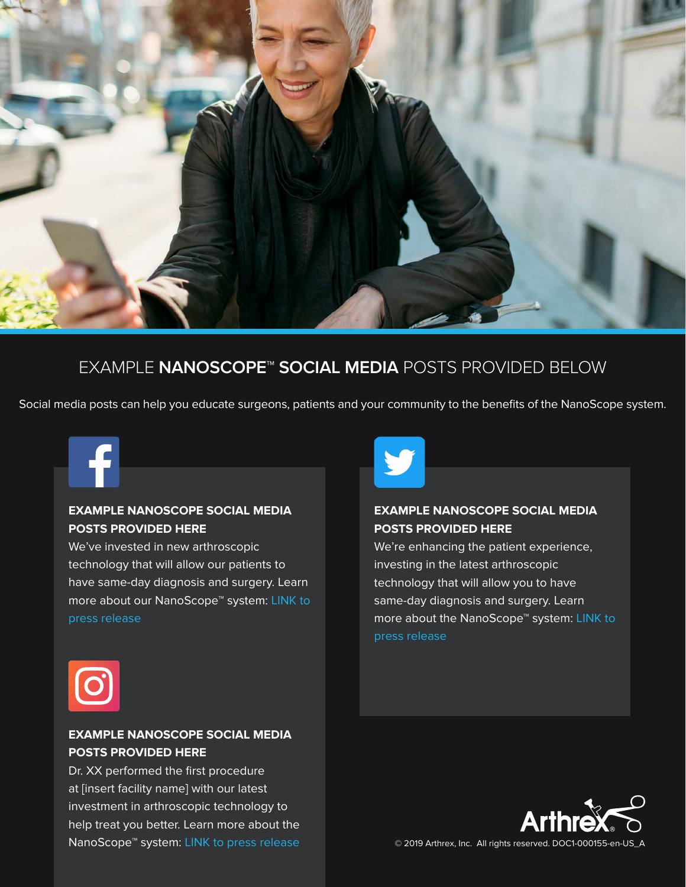# EXAMPLE **NANOSCOPE™ SOCIAL MEDIA** POSTS PROVIDED BELOW

Social media posts can help you educate surgeons, patients and your community to the benefits of the NanoScope system.

**EXAMPLE NANOSCOPE SOCIAL MEDIA POSTS PROVIDED HERE**

We've invested in new arthroscopic technology that will allow our patients to have same-day diagnosis and surgery. Learn more about our NanoScope™ system: LINK to press release

**EXAMPLE NANOSCOPE SOCIAL MEDIA POSTS PROVIDED HERE**

Dr. XX performed the first procedure at [insert facility name] with our latest investment in arthroscopic technology to help treat you better. Learn more about the NanoScope™ system: LINK to press release

**EXAMPLE NANOSCOPE SOCIAL MEDIA POSTS PROVIDED HERE**

We're enhancing the patient experience, investing in the latest arthroscopic technology that will allow you to have same-day diagnosis and surgery. Learn more about the NanoScope™ system: LINK to press release

© 2019 Arthrex, Inc. All rights reserved. DOC1-000155-en-US_A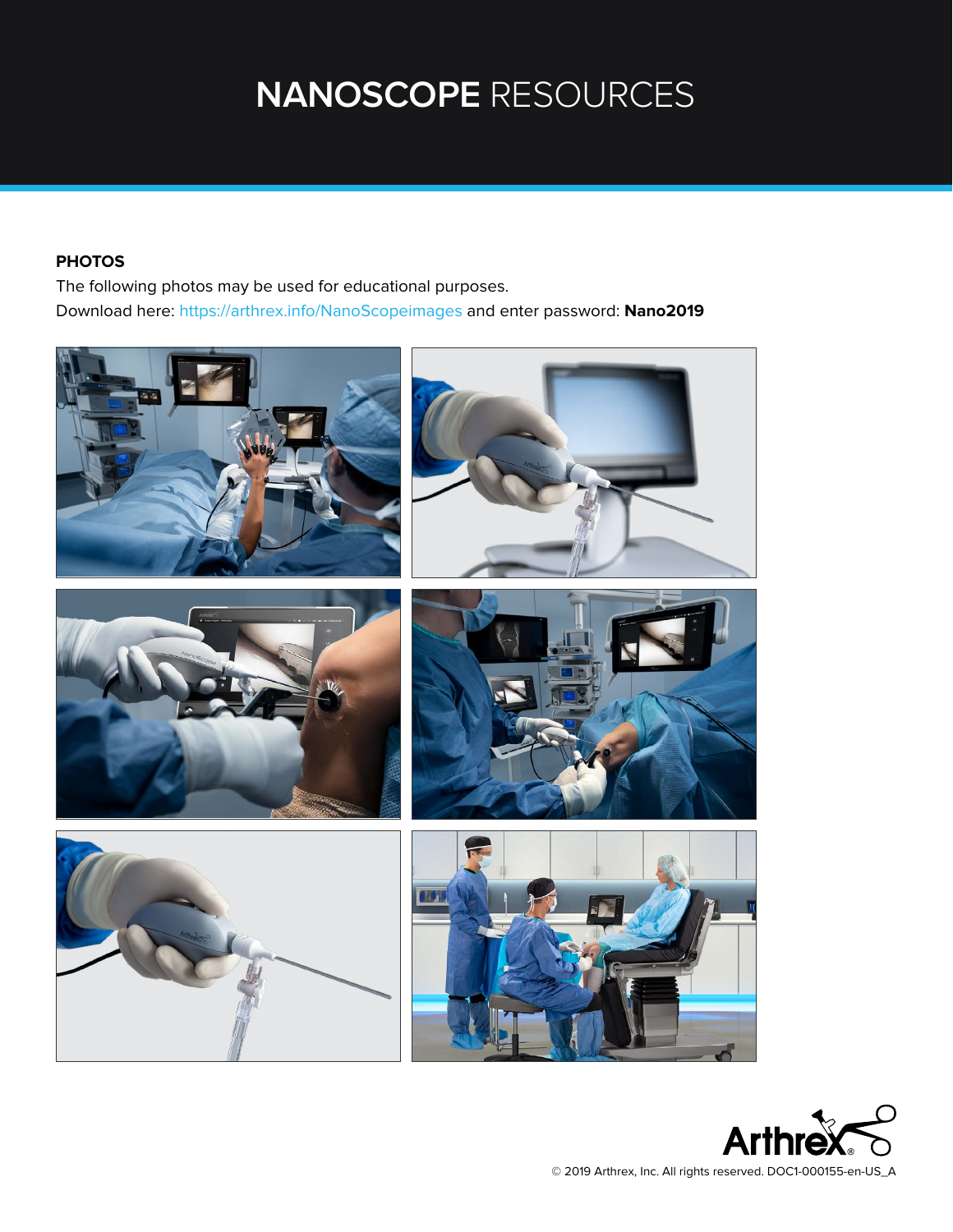# NANOSCOPE RESOURCES

**PHOTOS**

The following photos may be used for educational purposes.

Download here: https://arthrex.info/NanoScopeimages and enter password: **Nano2019**

© 2019 Arthrex, Inc. All rights reserved. DOC1-000155-en-US_A